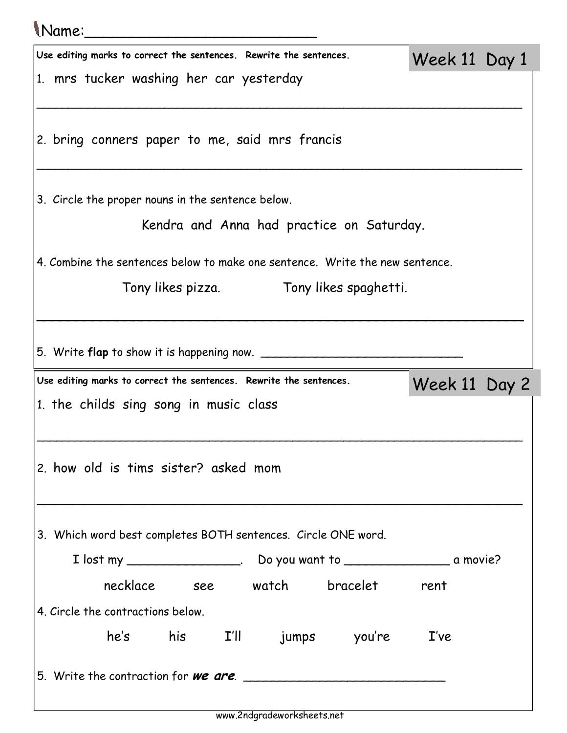Name:_________________________

## Week 11 Day 1

**Use editing marks to correct the sentences. Rewrite the sentences.**

1. mrs tucker washing her car yesterday

_______________________________________________________________

2. bring conners paper to me, said mrs francis

_______________________________________________________________

3. Circle the proper nouns in the sentence below.

Kendra and Anna had practice on Saturday.

4. Combine the sentences below to make one sentence. Write the new sentence.

Tony likes pizza. Tony likes spaghetti.

_______________________________________________________________

5. Write **flap** to show it is happening now. ____________________________

## Week 11 Day 2

**Use editing marks to correct the sentences. Rewrite the sentences.**

1. the childs sing song in music class

_______________________________________________________________

2. how old is tims sister? asked mom

_______________________________________________________________

3. Which word best completes BOTH sentences. Circle ONE word.

I lost my _______________. Do you want to ______________ a movie?

necklace see watch bracelet rent

4. Circle the contractions below.

he's his I'll jumps you're I've

5. Write the contraction for ***we are***. ___________________________

www.2ndgradeworksheets.net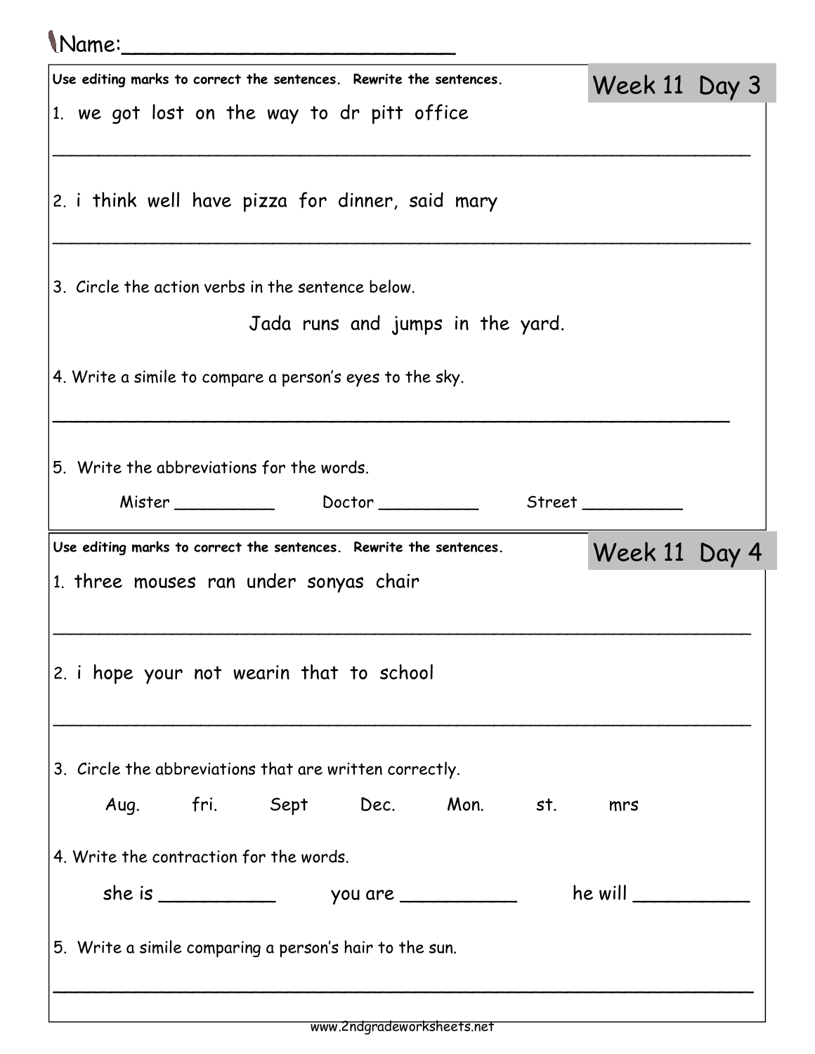Name:________________________

## Week 11 Day 3

**Use editing marks to correct the sentences. Rewrite the sentences.**

1. we got lost on the way to dr pitt office

_______________________________________________________________

2. i think well have pizza for dinner, said mary

_______________________________________________________________

3. Circle the action verbs in the sentence below.

Jada runs and jumps in the yard.

4. Write a simile to compare a person's eyes to the sky.

_______________________________________________________________

5. Write the abbreviations for the words.

Mister __________ Doctor __________ Street __________

## Week 11 Day 4

**Use editing marks to correct the sentences. Rewrite the sentences.**

1. three mouses ran under sonyas chair

_______________________________________________________________

2. i hope your not wearin that to school

_______________________________________________________________

3. Circle the abbreviations that are written correctly.

Aug. fri. Sept Dec. Mon. st. mrs

4. Write the contraction for the words.

she is __________ you are __________ he will __________

5. Write a simile comparing a person's hair to the sun.

_______________________________________________________________

www.2ndgradeworksheets.net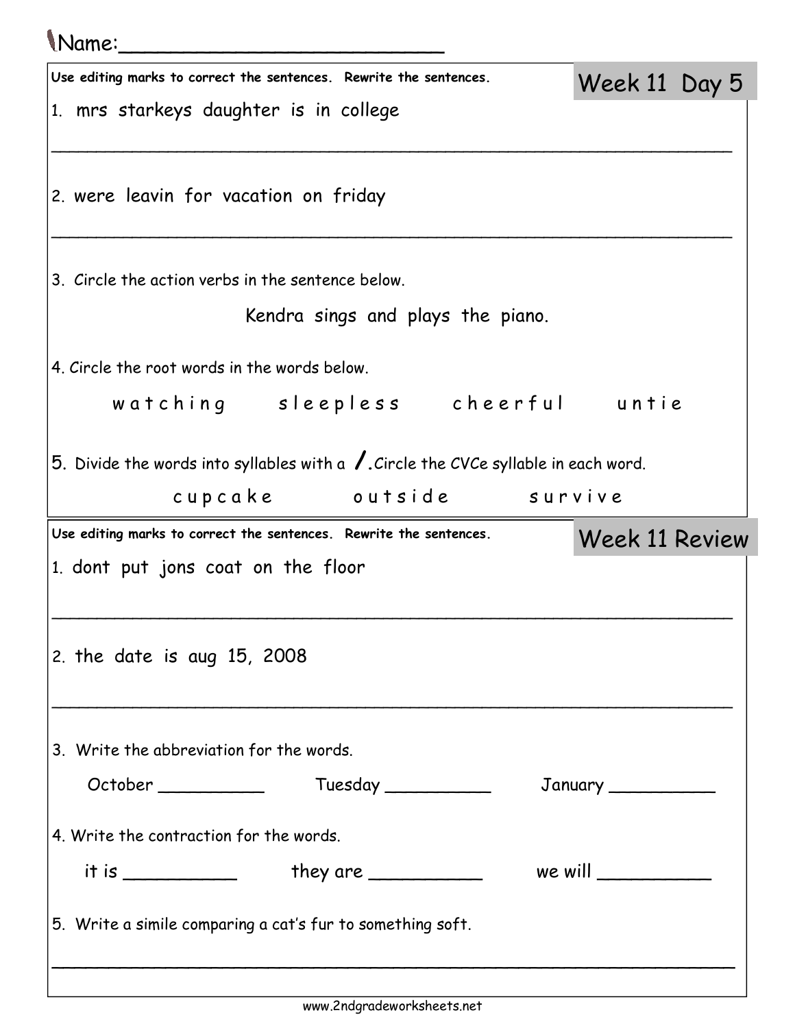Name:_________________________

## Week 11 Day 5

Use editing marks to correct the sentences. Rewrite the sentences.

1. mrs starkeys daughter is in college

_______________________________________________________________

2. were leavin for vacation on friday

_______________________________________________________________

3. Circle the action verbs in the sentence below.

Kendra sings and plays the piano.

4. Circle the root words in the words below.

w a t c h i n g     s l e e p l e s s     c h e e r f u l     u n t i e

5. Divide the words into syllables with a /. Circle the CVCe syllable in each word.

c u p c a k e     o u t s i d e     s u r v i v e

## Week 11 Review

Use editing marks to correct the sentences. Rewrite the sentences.

1. dont put jons coat on the floor

_______________________________________________________________

2. the date is aug 15, 2008

_______________________________________________________________

3. Write the abbreviation for the words.

October __________     Tuesday __________     January __________

4. Write the contraction for the words.

it is __________     they are __________     we will __________

5. Write a simile comparing a cat's fur to something soft.

_______________________________________________________________

www.2ndgradeworksheets.net